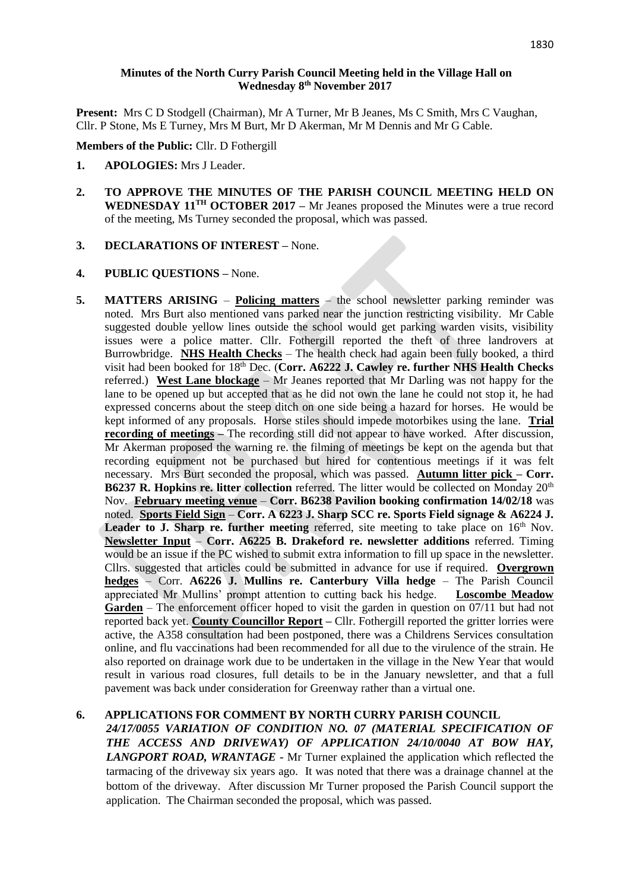**Minutes of the North Curry Parish Council Meeting held in the Village Hall on Wednesday 8th November 2017**

**Present:** Mrs C D Stodgell (Chairman), Mr A Turner, Mr B Jeanes, Ms C Smith, Mrs C Vaughan, Cllr. P Stone, Ms E Turney, Mrs M Burt, Mr D Akerman, Mr M Dennis and Mr G Cable.

**Members of the Public:** Cllr. D Fothergill

1. **APOLOGIES:** Mrs J Leader.

2. **TO APPROVE THE MINUTES OF THE PARISH COUNCIL MEETING HELD ON WEDNESDAY 11TH OCTOBER 2017 –** Mr Jeanes proposed the Minutes were a true record of the meeting, Ms Turney seconded the proposal, which was passed.

3. **DECLARATIONS OF INTEREST –** None.

4. **PUBLIC QUESTIONS –** None.

5. **MATTERS ARISING** – **Policing matters** – the school newsletter parking reminder was noted. Mrs Burt also mentioned vans parked near the junction restricting visibility. Mr Cable suggested double yellow lines outside the school would get parking warden visits, visibility issues were a police matter. Cllr. Fothergill reported the theft of three landrovers at Burrowbridge. **NHS Health Checks** – The health check had again been fully booked, a third visit had been booked for 18th Dec. (**Corr. A6222 J. Cawley re. further NHS Health Checks** referred.) **West Lane blockage** – Mr Jeanes reported that Mr Darling was not happy for the lane to be opened up but accepted that as he did not own the lane he could not stop it, he had expressed concerns about the steep ditch on one side being a hazard for horses. He would be kept informed of any proposals. Horse stiles should impede motorbikes using the lane. **Trial recording of meetings –** The recording still did not appear to have worked. After discussion, Mr Akerman proposed the warning re. the filming of meetings be kept on the agenda but that recording equipment not be purchased but hired for contentious meetings if it was felt necessary. Mrs Burt seconded the proposal, which was passed. **Autumn litter pick – Corr. B6237 R. Hopkins re. litter collection** referred. The litter would be collected on Monday 20th Nov. **February meeting venue** – **Corr. B6238 Pavilion booking confirmation 14/02/18** was noted. **Sports Field Sign** – **Corr. A 6223 J. Sharp SCC re. Sports Field signage & A6224 J. Leader to J. Sharp re. further meeting** referred, site meeting to take place on 16th Nov. **Newsletter Input** – **Corr. A6225 B. Drakeford re. newsletter additions** referred. Timing would be an issue if the PC wished to submit extra information to fill up space in the newsletter. Cllrs. suggested that articles could be submitted in advance for use if required. **Overgrown hedges** – Corr. **A6226 J. Mullins re. Canterbury Villa hedge** – The Parish Council appreciated Mr Mullins' prompt attention to cutting back his hedge. **Loscombe Meadow Garden** – The enforcement officer hoped to visit the garden in question on 07/11 but had not reported back yet. **County Councillor Report –** Cllr. Fothergill reported the gritter lorries were active, the A358 consultation had been postponed, there was a Childrens Services consultation online, and flu vaccinations had been recommended for all due to the virulence of the strain. He also reported on drainage work due to be undertaken in the village in the New Year that would result in various road closures, full details to be in the January newsletter, and that a full pavement was back under consideration for Greenway rather than a virtual one.

6. **APPLICATIONS FOR COMMENT BY NORTH CURRY PARISH COUNCIL**
***24/17/0055 VARIATION OF CONDITION NO. 07 (MATERIAL SPECIFICATION OF THE ACCESS AND DRIVEWAY) OF APPLICATION 24/10/0040 AT BOW HAY, LANGPORT ROAD, WRANTAGE*** - Mr Turner explained the application which reflected the tarmacing of the driveway six years ago. It was noted that there was a drainage channel at the bottom of the driveway. After discussion Mr Turner proposed the Parish Council support the application. The Chairman seconded the proposal, which was passed.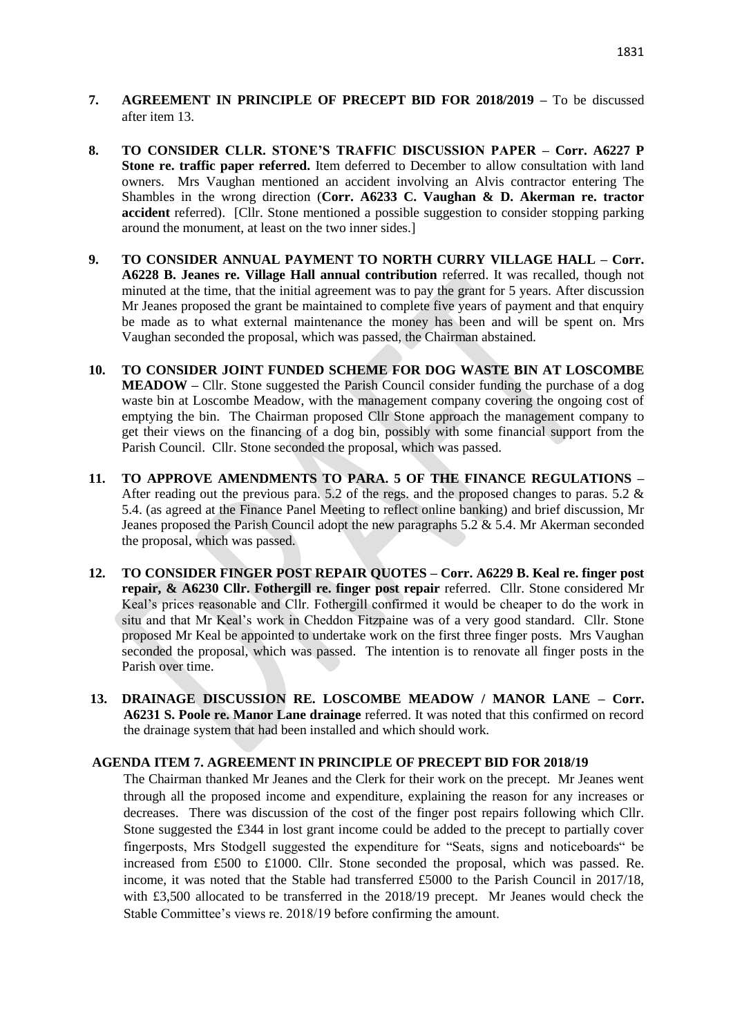**7. AGREEMENT IN PRINCIPLE OF PRECEPT BID FOR 2018/2019 –** To be discussed after item 13.

**8. TO CONSIDER CLLR. STONE'S TRAFFIC DISCUSSION PAPER – Corr. A6227 P Stone re. traffic paper referred.** Item deferred to December to allow consultation with land owners. Mrs Vaughan mentioned an accident involving an Alvis contractor entering The Shambles in the wrong direction (**Corr. A6233 C. Vaughan & D. Akerman re. tractor accident** referred). [Cllr. Stone mentioned a possible suggestion to consider stopping parking around the monument, at least on the two inner sides.]

**9. TO CONSIDER ANNUAL PAYMENT TO NORTH CURRY VILLAGE HALL – Corr. A6228 B. Jeanes re. Village Hall annual contribution** referred. It was recalled, though not minuted at the time, that the initial agreement was to pay the grant for 5 years. After discussion Mr Jeanes proposed the grant be maintained to complete five years of payment and that enquiry be made as to what external maintenance the money has been and will be spent on. Mrs Vaughan seconded the proposal, which was passed, the Chairman abstained.

**10. TO CONSIDER JOINT FUNDED SCHEME FOR DOG WASTE BIN AT LOSCOMBE MEADOW –** Cllr. Stone suggested the Parish Council consider funding the purchase of a dog waste bin at Loscombe Meadow, with the management company covering the ongoing cost of emptying the bin. The Chairman proposed Cllr Stone approach the management company to get their views on the financing of a dog bin, possibly with some financial support from the Parish Council. Cllr. Stone seconded the proposal, which was passed.

**11. TO APPROVE AMENDMENTS TO PARA. 5 OF THE FINANCE REGULATIONS –** After reading out the previous para. 5.2 of the regs. and the proposed changes to paras. 5.2 & 5.4. (as agreed at the Finance Panel Meeting to reflect online banking) and brief discussion, Mr Jeanes proposed the Parish Council adopt the new paragraphs 5.2 & 5.4. Mr Akerman seconded the proposal, which was passed.

**12. TO CONSIDER FINGER POST REPAIR QUOTES – Corr. A6229 B. Keal re. finger post repair, & A6230 Cllr. Fothergill re. finger post repair** referred. Cllr. Stone considered Mr Keal's prices reasonable and Cllr. Fothergill confirmed it would be cheaper to do the work in situ and that Mr Keal's work in Cheddon Fitzpaine was of a very good standard. Cllr. Stone proposed Mr Keal be appointed to undertake work on the first three finger posts. Mrs Vaughan seconded the proposal, which was passed. The intention is to renovate all finger posts in the Parish over time.

**13. DRAINAGE DISCUSSION RE. LOSCOMBE MEADOW / MANOR LANE – Corr. A6231 S. Poole re. Manor Lane drainage** referred. It was noted that this confirmed on record the drainage system that had been installed and which should work.

**AGENDA ITEM 7. AGREEMENT IN PRINCIPLE OF PRECEPT BID FOR 2018/19**

The Chairman thanked Mr Jeanes and the Clerk for their work on the precept. Mr Jeanes went through all the proposed income and expenditure, explaining the reason for any increases or decreases. There was discussion of the cost of the finger post repairs following which Cllr. Stone suggested the £344 in lost grant income could be added to the precept to partially cover fingerposts, Mrs Stodgell suggested the expenditure for "Seats, signs and noticeboards" be increased from £500 to £1000. Cllr. Stone seconded the proposal, which was passed. Re. income, it was noted that the Stable had transferred £5000 to the Parish Council in 2017/18, with £3,500 allocated to be transferred in the 2018/19 precept. Mr Jeanes would check the Stable Committee's views re. 2018/19 before confirming the amount.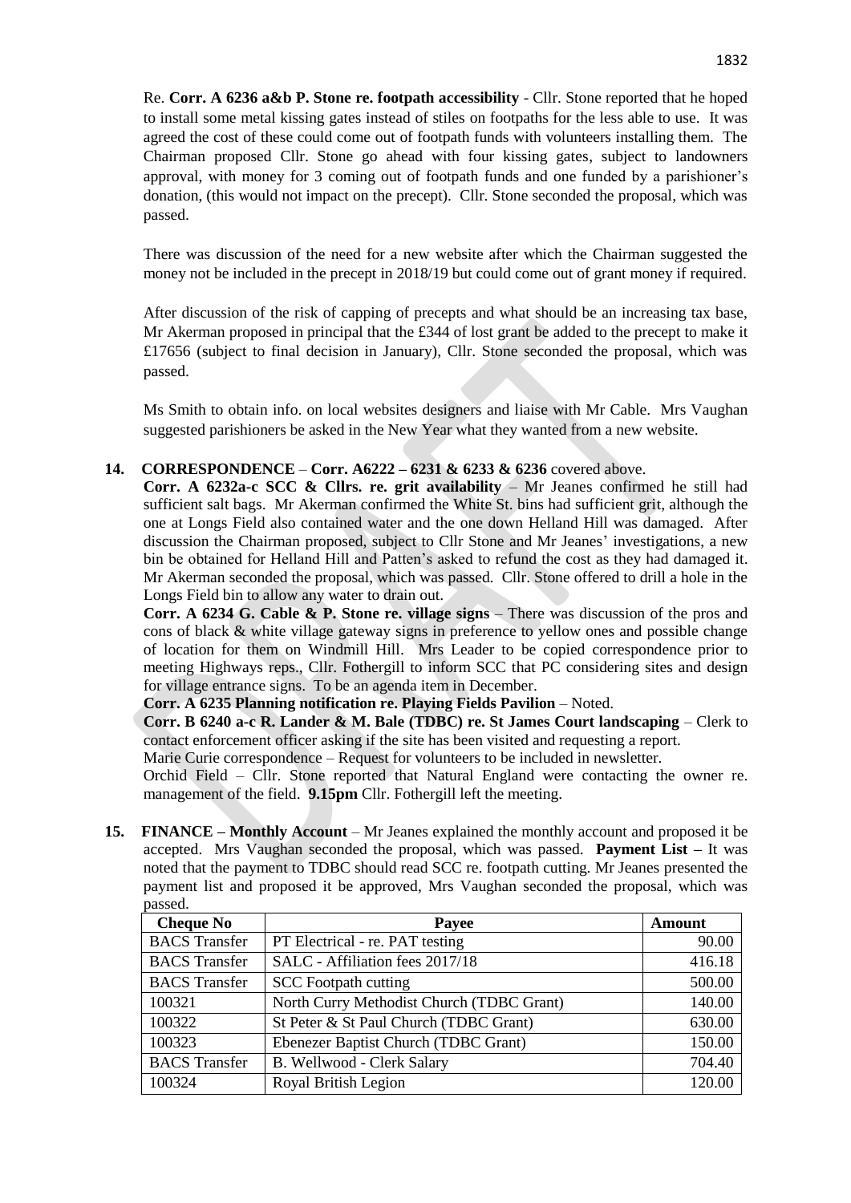Re. **Corr. A 6236 a&b P. Stone re. footpath accessibility** - Cllr. Stone reported that he hoped to install some metal kissing gates instead of stiles on footpaths for the less able to use. It was agreed the cost of these could come out of footpath funds with volunteers installing them. The Chairman proposed Cllr. Stone go ahead with four kissing gates, subject to landowners approval, with money for 3 coming out of footpath funds and one funded by a parishioner's donation, (this would not impact on the precept). Cllr. Stone seconded the proposal, which was passed.

There was discussion of the need for a new website after which the Chairman suggested the money not be included in the precept in 2018/19 but could come out of grant money if required.

After discussion of the risk of capping of precepts and what should be an increasing tax base, Mr Akerman proposed in principal that the £344 of lost grant be added to the precept to make it £17656 (subject to final decision in January), Cllr. Stone seconded the proposal, which was passed.

Ms Smith to obtain info. on local websites designers and liaise with Mr Cable. Mrs Vaughan suggested parishioners be asked in the New Year what they wanted from a new website.

**14. CORRESPONDENCE** – **Corr. A6222 – 6231 & 6233 & 6236** covered above.

**Corr. A 6232a-c SCC & Cllrs. re. grit availability** – Mr Jeanes confirmed he still had sufficient salt bags. Mr Akerman confirmed the White St. bins had sufficient grit, although the one at Longs Field also contained water and the one down Helland Hill was damaged. After discussion the Chairman proposed, subject to Cllr Stone and Mr Jeanes' investigations, a new bin be obtained for Helland Hill and Patten's asked to refund the cost as they had damaged it. Mr Akerman seconded the proposal, which was passed. Cllr. Stone offered to drill a hole in the Longs Field bin to allow any water to drain out.

**Corr. A 6234 G. Cable & P. Stone re. village signs** – There was discussion of the pros and cons of black & white village gateway signs in preference to yellow ones and possible change of location for them on Windmill Hill. Mrs Leader to be copied correspondence prior to meeting Highways reps., Cllr. Fothergill to inform SCC that PC considering sites and design for village entrance signs. To be an agenda item in December.

**Corr. A 6235 Planning notification re. Playing Fields Pavilion** – Noted.

**Corr. B 6240 a-c R. Lander & M. Bale (TDBC) re. St James Court landscaping** – Clerk to contact enforcement officer asking if the site has been visited and requesting a report.

Marie Curie correspondence – Request for volunteers to be included in newsletter.

Orchid Field – Cllr. Stone reported that Natural England were contacting the owner re. management of the field. **9.15pm** Cllr. Fothergill left the meeting.

**15. FINANCE – Monthly Account** – Mr Jeanes explained the monthly account and proposed it be accepted. Mrs Vaughan seconded the proposal, which was passed. **Payment List –** It was noted that the payment to TDBC should read SCC re. footpath cutting. Mr Jeanes presented the payment list and proposed it be approved, Mrs Vaughan seconded the proposal, which was passed.

| Cheque No | Payee | Amount |
|---|---|---|
| BACS Transfer | PT Electrical - re. PAT testing | 90.00 |
| BACS Transfer | SALC - Affiliation fees 2017/18 | 416.18 |
| BACS Transfer | SCC Footpath cutting | 500.00 |
| 100321 | North Curry Methodist Church (TDBC Grant) | 140.00 |
| 100322 | St Peter & St Paul Church (TDBC Grant) | 630.00 |
| 100323 | Ebenezer Baptist Church (TDBC Grant) | 150.00 |
| BACS Transfer | B. Wellwood - Clerk Salary | 704.40 |
| 100324 | Royal British Legion | 120.00 |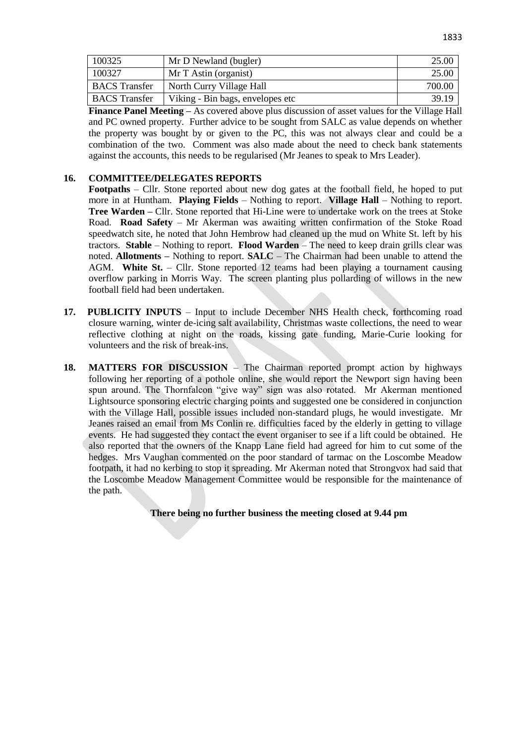| | | |
|---|---|---|
| 100325 | Mr D Newland (bugler) | 25.00 |
| 100327 | Mr T Astin (organist) | 25.00 |
| BACS Transfer | North Curry Village Hall | 700.00 |
| BACS Transfer | Viking - Bin bags, envelopes etc | 39.19 |

**Finance Panel Meeting –** As covered above plus discussion of asset values for the Village Hall and PC owned property. Further advice to be sought from SALC as value depends on whether the property was bought by or given to the PC, this was not always clear and could be a combination of the two. Comment was also made about the need to check bank statements against the accounts, this needs to be regularised (Mr Jeanes to speak to Mrs Leader).

**16. COMMITTEE/DELEGATES REPORTS**

**Footpaths** – Cllr. Stone reported about new dog gates at the football field, he hoped to put more in at Huntham. **Playing Fields** – Nothing to report. **Village Hall** – Nothing to report. **Tree Warden –** Cllr. Stone reported that Hi-Line were to undertake work on the trees at Stoke Road. **Road Safety** – Mr Akerman was awaiting written confirmation of the Stoke Road speedwatch site, he noted that John Hembrow had cleaned up the mud on White St. left by his tractors. **Stable** – Nothing to report. **Flood Warden** – The need to keep drain grills clear was noted. **Allotments –** Nothing to report. **SALC** – The Chairman had been unable to attend the AGM. **White St.** – Cllr. Stone reported 12 teams had been playing a tournament causing overflow parking in Morris Way. The screen planting plus pollarding of willows in the new football field had been undertaken.

**17. PUBLICITY INPUTS** – Input to include December NHS Health check, forthcoming road closure warning, winter de-icing salt availability, Christmas waste collections, the need to wear reflective clothing at night on the roads, kissing gate funding, Marie-Curie looking for volunteers and the risk of break-ins.

**18. MATTERS FOR DISCUSSION** – The Chairman reported prompt action by highways following her reporting of a pothole online, she would report the Newport sign having been spun around. The Thornfalcon "give way" sign was also rotated. Mr Akerman mentioned Lightsource sponsoring electric charging points and suggested one be considered in conjunction with the Village Hall, possible issues included non-standard plugs, he would investigate. Mr Jeanes raised an email from Ms Conlin re. difficulties faced by the elderly in getting to village events. He had suggested they contact the event organiser to see if a lift could be obtained. He also reported that the owners of the Knapp Lane field had agreed for him to cut some of the hedges. Mrs Vaughan commented on the poor standard of tarmac on the Loscombe Meadow footpath, it had no kerbing to stop it spreading. Mr Akerman noted that Strongvox had said that the Loscombe Meadow Management Committee would be responsible for the maintenance of the path.

**There being no further business the meeting closed at 9.44 pm**